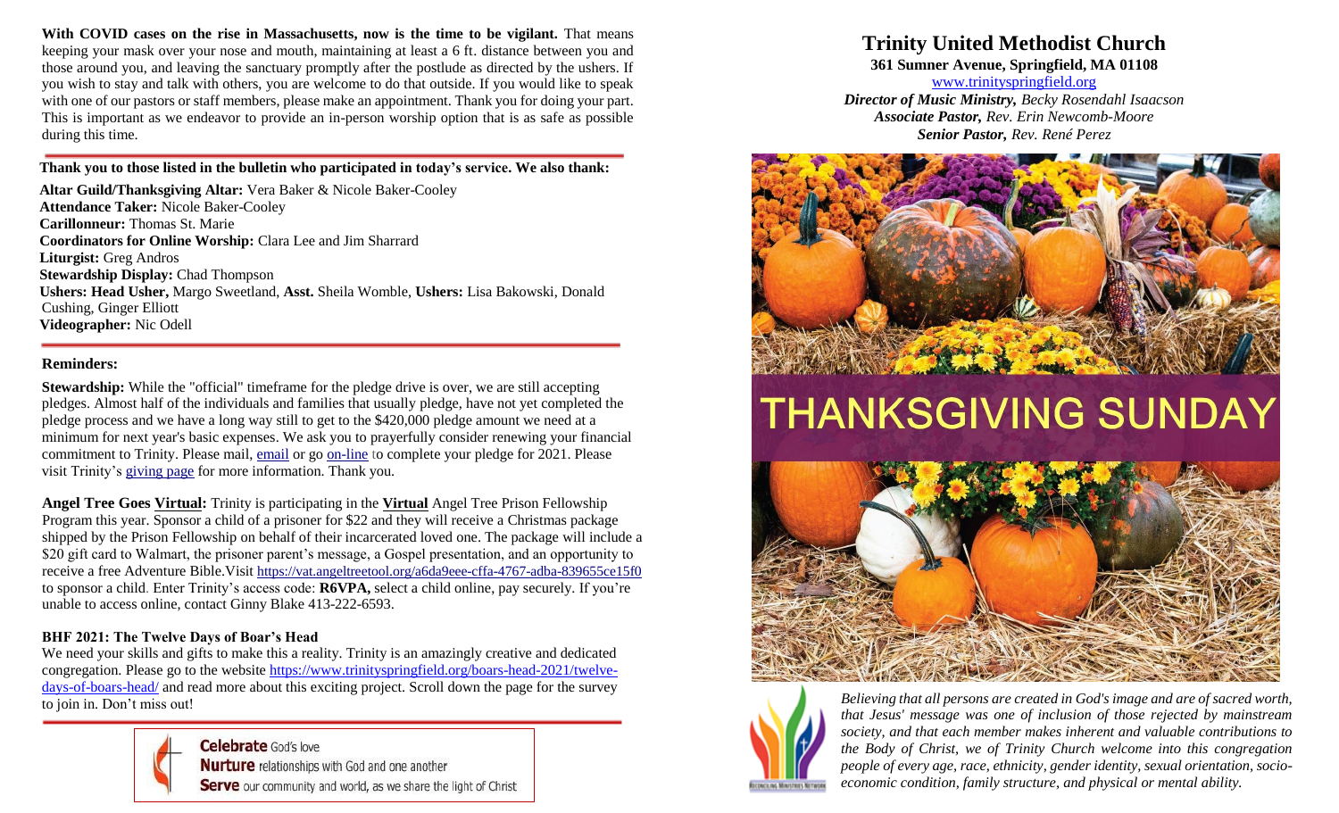**With COVID cases on the rise in Massachusetts, now is the time to be vigilant.** That means keeping your mask over your nose and mouth, maintaining at least a 6 ft. distance between you and those around you, and leaving the sanctuary promptly after the postlude as directed by the ushers. If you wish to stay and talk with others, you are welcome to do that outside. If you would like to speak with one of our pastors or staff members, please make an appointment. Thank you for doing your part. This is important as we endeavor to provide an in-person worship option that is as safe as possible during this time.

**Thank you to those listed in the bulletin who participated in today's service. We also thank:**

**Altar Guild/Thanksgiving Altar:** Vera Baker & Nicole Baker-Cooley
**Attendance Taker:** Nicole Baker-Cooley
**Carillonneur:** Thomas St. Marie
**Coordinators for Online Worship:** Clara Lee and Jim Sharrard
**Liturgist:** Greg Andros
**Stewardship Display:** Chad Thompson
**Ushers: Head Usher,** Margo Sweetland, **Asst.** Sheila Womble, **Ushers:** Lisa Bakowski, Donald Cushing, Ginger Elliott
**Videographer:** Nic Odell

**Reminders:**

**Stewardship:** While the "official" timeframe for the pledge drive is over, we are still accepting pledges. Almost half of the individuals and families that usually pledge, have not yet completed the pledge process and we have a long way still to get to the $420,000 pledge amount we need at a minimum for next year's basic expenses. We ask you to prayerfully consider renewing your financial commitment to Trinity. Please mail, email or go on-line to complete your pledge for 2021. Please visit Trinity's giving page for more information. Thank you.

**Angel Tree Goes Virtual:** Trinity is participating in the **Virtual** Angel Tree Prison Fellowship Program this year. Sponsor a child of a prisoner for $22 and they will receive a Christmas package shipped by the Prison Fellowship on behalf of their incarcerated loved one. The package will include a $20 gift card to Walmart, the prisoner parent's message, a Gospel presentation, and an opportunity to receive a free Adventure Bible.Visit https://vat.angeltreetool.org/a6da9eee-cffa-4767-adba-839655ce15f0 to sponsor a child. Enter Trinity's access code: **R6VPA,** select a child online, pay securely. If you're unable to access online, contact Ginny Blake 413-222-6593.

**BHF 2021: The Twelve Days of Boar's Head**

We need your skills and gifts to make this a reality. Trinity is an amazingly creative and dedicated congregation. Please go to the website https://www.trinityspringfield.org/boars-head-2021/twelve-days-of-boars-head/ and read more about this exciting project. Scroll down the page for the survey to join in. Don't miss out!

**Celebrate** God's love
**Nurture** relationships with God and one another
**Serve** our community and world, as we share the light of Christ

# Trinity United Methodist Church

**361 Sumner Avenue, Springfield, MA 01108**
www.trinityspringfield.org
***Director of Music Ministry,*** *Becky Rosendahl Isaacson*
***Associate Pastor,*** *Rev. Erin Newcomb-Moore*
***Senior Pastor,*** *Rev. René Perez*

# THANKSGIVING SUNDAY

*Believing that all persons are created in God's image and are of sacred worth, that Jesus' message was one of inclusion of those rejected by mainstream society, and that each member makes inherent and valuable contributions to the Body of Christ, we of Trinity Church welcome into this congregation people of every age, race, ethnicity, gender identity, sexual orientation, socio-economic condition, family structure, and physical or mental ability.*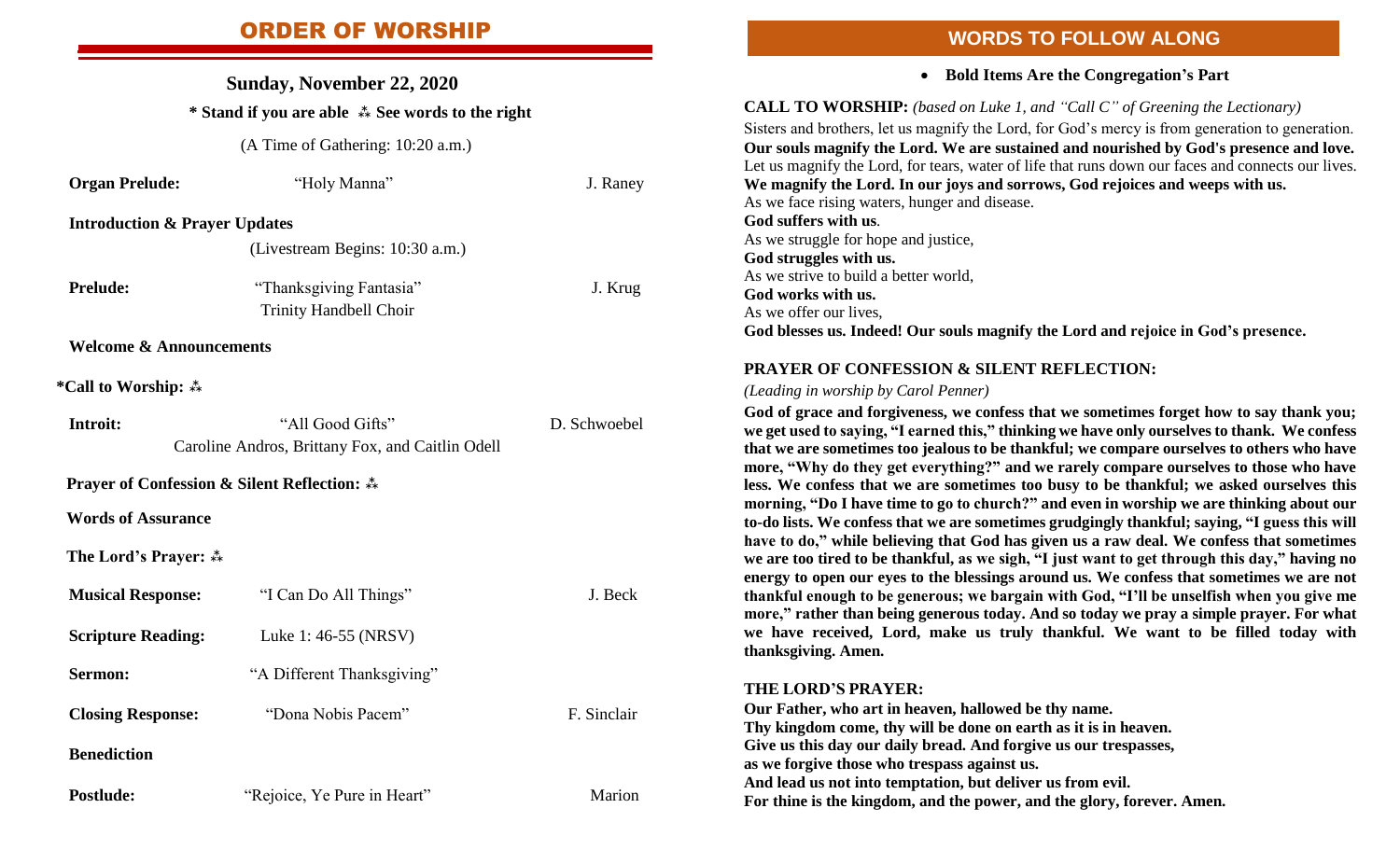# ORDER OF WORSHIP

## Sunday, November 22, 2020

**\* Stand if you are able ⁂ See words to the right**

(A Time of Gathering: 10:20 a.m.)

| | | |
|---|---|---|
| **Organ Prelude:** | "Holy Manna" | J. Raney |
| **Introduction & Prayer Updates** | | |
| | (Livestream Begins: 10:30 a.m.) | |
| **Prelude:** | "Thanksgiving Fantasia" Trinity Handbell Choir | J. Krug |
| **Welcome & Announcements** | | |
| **\*Call to Worship: ⁂** | | |
| **Introit:** | "All Good Gifts" Caroline Andros, Brittany Fox, and Caitlin Odell | D. Schwoebel |
| **Prayer of Confession & Silent Reflection: ⁂** | | |
| **Words of Assurance** | | |
| **The Lord's Prayer: ⁂** | | |
| **Musical Response:** | "I Can Do All Things" | J. Beck |
| **Scripture Reading:** | Luke 1: 46-55 (NRSV) | |
| **Sermon:** | "A Different Thanksgiving" | |
| **Closing Response:** | "Dona Nobis Pacem" | F. Sinclair |
| **Benediction** | | |
| **Postlude:** | "Rejoice, Ye Pure in Heart" | Marion |

# WORDS TO FOLLOW ALONG

- **Bold Items Are the Congregation's Part**

**CALL TO WORSHIP:** *(based on Luke 1, and "Call C" of Greening the Lectionary)*

Sisters and brothers, let us magnify the Lord, for God's mercy is from generation to generation.
**Our souls magnify the Lord. We are sustained and nourished by God's presence and love.**
Let us magnify the Lord, for tears, water of life that runs down our faces and connects our lives.
**We magnify the Lord. In our joys and sorrows, God rejoices and weeps with us.**
As we face rising waters, hunger and disease.
**God suffers with us**.
As we struggle for hope and justice,
**God struggles with us.**
As we strive to build a better world,
**God works with us.**
As we offer our lives,
**God blesses us. Indeed! Our souls magnify the Lord and rejoice in God's presence.**

**PRAYER OF CONFESSION & SILENT REFLECTION:**

*(Leading in worship by Carol Penner)*

**God of grace and forgiveness, we confess that we sometimes forget how to say thank you; we get used to saying, "I earned this," thinking we have only ourselves to thank. We confess that we are sometimes too jealous to be thankful; we compare ourselves to others who have more, "Why do they get everything?" and we rarely compare ourselves to those who have less. We confess that we are sometimes too busy to be thankful; we asked ourselves this morning, "Do I have time to go to church?" and even in worship we are thinking about our to-do lists. We confess that we are sometimes grudgingly thankful; saying, "I guess this will have to do," while believing that God has given us a raw deal. We confess that sometimes we are too tired to be thankful, as we sigh, "I just want to get through this day," having no energy to open our eyes to the blessings around us. We confess that sometimes we are not thankful enough to be generous; we bargain with God, "I'll be unselfish when you give me more," rather than being generous today. And so today we pray a simple prayer. For what we have received, Lord, make us truly thankful. We want to be filled today with thanksgiving. Amen.**

**THE LORD'S PRAYER:**

**Our Father, who art in heaven, hallowed be thy name.**
**Thy kingdom come, thy will be done on earth as it is in heaven.**
**Give us this day our daily bread. And forgive us our trespasses,**
**as we forgive those who trespass against us.**
**And lead us not into temptation, but deliver us from evil.**
**For thine is the kingdom, and the power, and the glory, forever. Amen.**